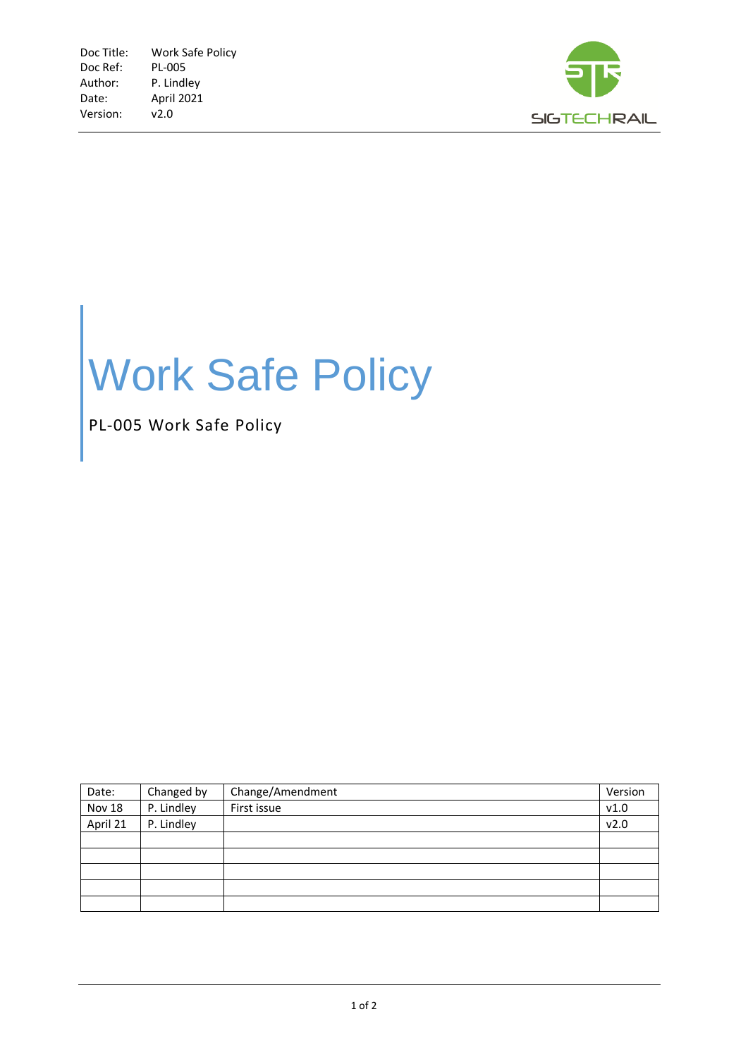| Doc Title: | Work Safe Policy |
|---|---|
| Doc Ref: | PL-005 |
| Author: | P. Lindley |
| Date: | April 2021 |
| Version: | v2.0 |

SIGTECHRAIL

# Work Safe Policy

PL-005 Work Safe Policy

| Date: | Changed by | Change/Amendment | Version |
|---|---|---|---|
| Nov 18 | P. Lindley | First issue | v1.0 |
| April 21 | P. Lindley | | v2.0 |
| | | | |
| | | | |
| | | | |
| | | | |
| | | | |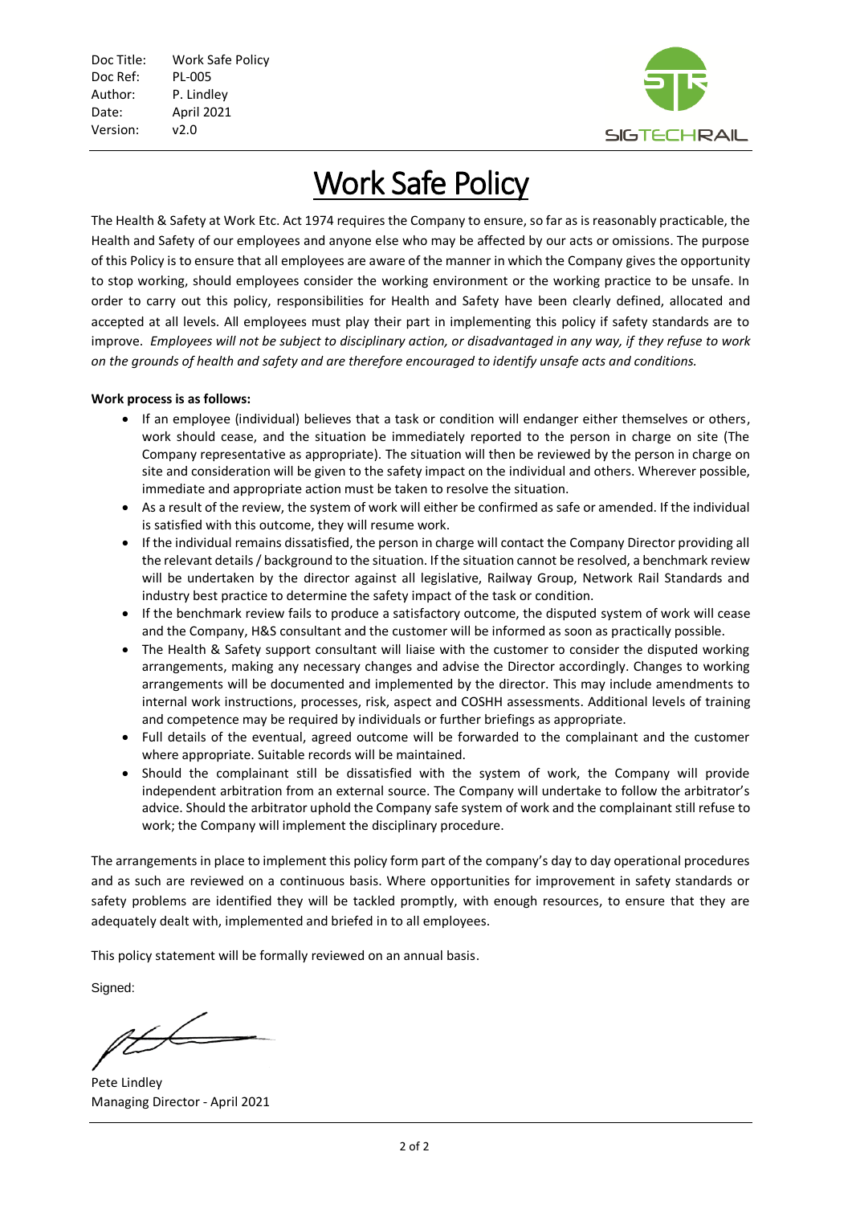| | |
|---|---|
| Doc Title: | Work Safe Policy |
| Doc Ref: | PL-005 |
| Author: | P. Lindley |
| Date: | April 2021 |
| Version: | v2.0 |

# Work Safe Policy

The Health & Safety at Work Etc. Act 1974 requires the Company to ensure, so far as is reasonably practicable, the Health and Safety of our employees and anyone else who may be affected by our acts or omissions. The purpose of this Policy is to ensure that all employees are aware of the manner in which the Company gives the opportunity to stop working, should employees consider the working environment or the working practice to be unsafe. In order to carry out this policy, responsibilities for Health and Safety have been clearly defined, allocated and accepted at all levels. All employees must play their part in implementing this policy if safety standards are to improve. *Employees will not be subject to disciplinary action, or disadvantaged in any way, if they refuse to work on the grounds of health and safety and are therefore encouraged to identify unsafe acts and conditions.*

**Work process is as follows:**

- If an employee (individual) believes that a task or condition will endanger either themselves or others, work should cease, and the situation be immediately reported to the person in charge on site (The Company representative as appropriate). The situation will then be reviewed by the person in charge on site and consideration will be given to the safety impact on the individual and others. Wherever possible, immediate and appropriate action must be taken to resolve the situation.
- As a result of the review, the system of work will either be confirmed as safe or amended. If the individual is satisfied with this outcome, they will resume work.
- If the individual remains dissatisfied, the person in charge will contact the Company Director providing all the relevant details / background to the situation. If the situation cannot be resolved, a benchmark review will be undertaken by the director against all legislative, Railway Group, Network Rail Standards and industry best practice to determine the safety impact of the task or condition.
- If the benchmark review fails to produce a satisfactory outcome, the disputed system of work will cease and the Company, H&S consultant and the customer will be informed as soon as practically possible.
- The Health & Safety support consultant will liaise with the customer to consider the disputed working arrangements, making any necessary changes and advise the Director accordingly. Changes to working arrangements will be documented and implemented by the director. This may include amendments to internal work instructions, processes, risk, aspect and COSHH assessments. Additional levels of training and competence may be required by individuals or further briefings as appropriate.
- Full details of the eventual, agreed outcome will be forwarded to the complainant and the customer where appropriate. Suitable records will be maintained.
- Should the complainant still be dissatisfied with the system of work, the Company will provide independent arbitration from an external source. The Company will undertake to follow the arbitrator's advice. Should the arbitrator uphold the Company safe system of work and the complainant still refuse to work; the Company will implement the disciplinary procedure.

The arrangements in place to implement this policy form part of the company's day to day operational procedures and as such are reviewed on a continuous basis. Where opportunities for improvement in safety standards or safety problems are identified they will be tackled promptly, with enough resources, to ensure that they are adequately dealt with, implemented and briefed in to all employees.

This policy statement will be formally reviewed on an annual basis.

Signed:

Pete Lindley
Managing Director - April 2021